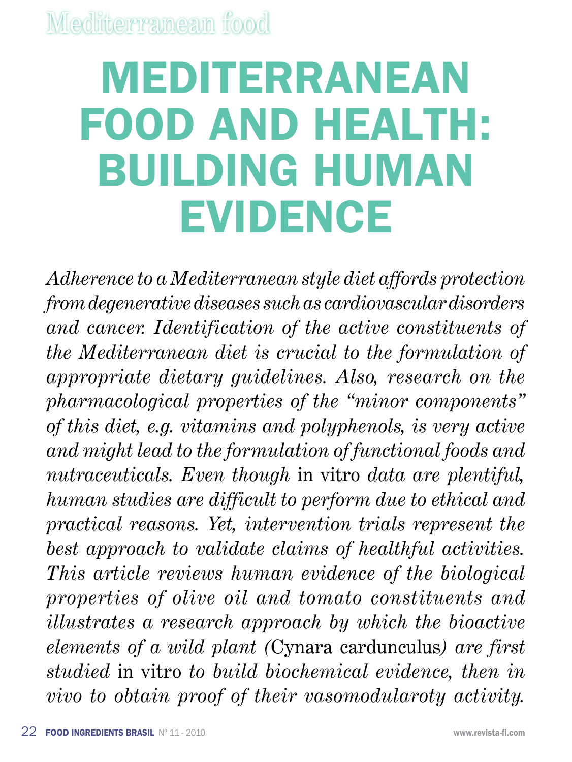# MEDITERRANEAN FOOD AND HEALTH: BUILDING HUMAN EVIDENCE

*Adherence to a Mediterranean style diet affords protection from degenerative diseases such as cardiovascular disorders and cancer. Identification of the active constituents of the Mediterranean diet is crucial to the formulation of appropriate dietary guidelines. Also, research on the pharmacological properties of the "minor components" of this diet, e.g. vitamins and polyphenols, is very active and might lead to the formulation of functional foods and nutraceuticals. Even though* in vitro *data are plentiful, human studies are difficult to perform due to ethical and practical reasons. Yet, intervention trials represent the best approach to validate claims of healthful activities. This article reviews human evidence of the biological properties of olive oil and tomato constituents and illustrates a research approach by which the bioactive elements of a wild plant (*Cynara cardunculus*) are first studied* in vitro *to build biochemical evidence, then in vivo to obtain proof of their vasomodularoty activity.*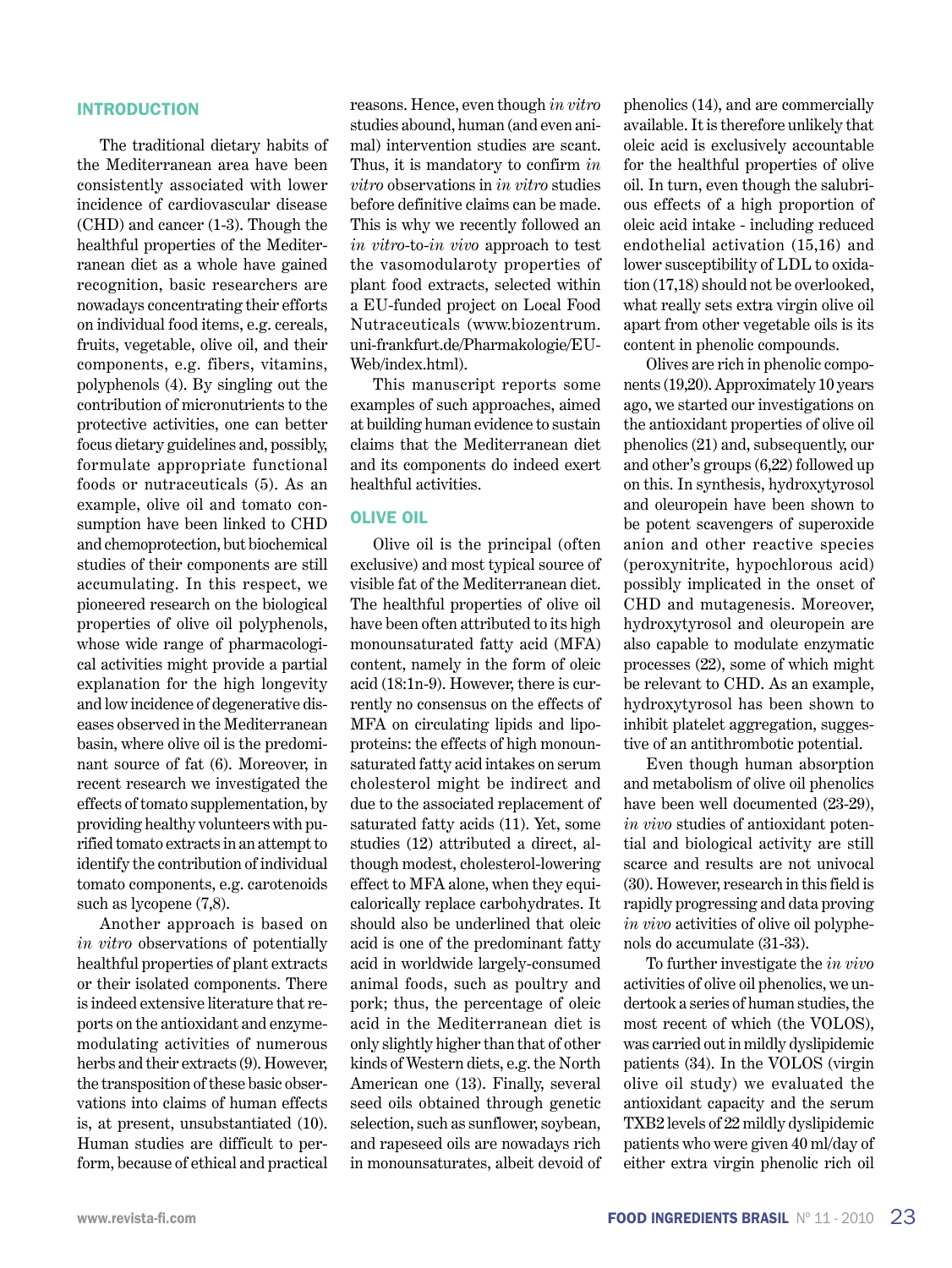## INTRODUCTION

The traditional dietary habits of the Mediterranean area have been consistently associated with lower incidence of cardiovascular disease (CHD) and cancer (1-3). Though the healthful properties of the Mediterranean diet as a whole have gained recognition, basic researchers are nowadays concentrating their efforts on individual food items, e.g. cereals, fruits, vegetable, olive oil, and their components, e.g. fibers, vitamins, polyphenols (4). By singling out the contribution of micronutrients to the protective activities, one can better focus dietary guidelines and, possibly, formulate appropriate functional foods or nutraceuticals (5). As an example, olive oil and tomato consumption have been linked to CHD and chemoprotection, but biochemical studies of their components are still accumulating. In this respect, we pioneered research on the biological properties of olive oil polyphenols, whose wide range of pharmacological activities might provide a partial explanation for the high longevity and low incidence of degenerative diseases observed in the Mediterranean basin, where olive oil is the predominant source of fat (6). Moreover, in recent research we investigated the effects of tomato supplementation, by providing healthy volunteers with purified tomato extracts in an attempt to identify the contribution of individual tomato components, e.g. carotenoids such as lycopene (7,8).

Another approach is based on *in vitro* observations of potentially healthful properties of plant extracts or their isolated components. There is indeed extensive literature that reports on the antioxidant and enzyme-modulating activities of numerous herbs and their extracts (9). However, the transposition of these basic observations into claims of human effects is, at present, unsubstantiated (10). Human studies are difficult to perform, because of ethical and practical reasons. Hence, even though *in vitro* studies abound, human (and even animal) intervention studies are scant. Thus, it is mandatory to confirm *in vitro* observations in *in vitro* studies before definitive claims can be made. This is why we recently followed an *in vitro*-to-*in vivo* approach to test the vasomodularoty properties of plant food extracts, selected within a EU-funded project on Local Food Nutraceuticals (www.biozentrum.uni-frankfurt.de/Pharmakologie/EU-Web/index.html).

This manuscript reports some examples of such approaches, aimed at building human evidence to sustain claims that the Mediterranean diet and its components do indeed exert healthful activities.

## OLIVE OIL

Olive oil is the principal (often exclusive) and most typical source of visible fat of the Mediterranean diet. The healthful properties of olive oil have been often attributed to its high monounsaturated fatty acid (MFA) content, namely in the form of oleic acid (18:1n-9). However, there is currently no consensus on the effects of MFA on circulating lipids and lipoproteins: the effects of high monounsaturated fatty acid intakes on serum cholesterol might be indirect and due to the associated replacement of saturated fatty acids (11). Yet, some studies (12) attributed a direct, although modest, cholesterol-lowering effect to MFA alone, when they equicalorically replace carbohydrates. It should also be underlined that oleic acid is one of the predominant fatty acid in worldwide largely-consumed animal foods, such as poultry and pork; thus, the percentage of oleic acid in the Mediterranean diet is only slightly higher than that of other kinds of Western diets, e.g. the North American one (13). Finally, several seed oils obtained through genetic selection, such as sunflower, soybean, and rapeseed oils are nowadays rich in monounsaturates, albeit devoid of phenolics (14), and are commercially available. It is therefore unlikely that oleic acid is exclusively accountable for the healthful properties of olive oil. In turn, even though the salubrious effects of a high proportion of oleic acid intake - including reduced endothelial activation (15,16) and lower susceptibility of LDL to oxidation (17,18) should not be overlooked, what really sets extra virgin olive oil apart from other vegetable oils is its content in phenolic compounds.

Olives are rich in phenolic components (19,20). Approximately 10 years ago, we started our investigations on the antioxidant properties of olive oil phenolics (21) and, subsequently, our and other's groups (6,22) followed up on this. In synthesis, hydroxytyrosol and oleuropein have been shown to be potent scavengers of superoxide anion and other reactive species (peroxynitrite, hypochlorous acid) possibly implicated in the onset of CHD and mutagenesis. Moreover, hydroxytyrosol and oleuropein are also capable to modulate enzymatic processes (22), some of which might be relevant to CHD. As an example, hydroxytyrosol has been shown to inhibit platelet aggregation, suggestive of an antithrombotic potential.

Even though human absorption and metabolism of olive oil phenolics have been well documented (23-29), *in vivo* studies of antioxidant potential and biological activity are still scarce and results are not univocal (30). However, research in this field is rapidly progressing and data proving *in vivo* activities of olive oil polyphenols do accumulate (31-33).

To further investigate the *in vivo* activities of olive oil phenolics, we undertook a series of human studies, the most recent of which (the VOLOS), was carried out in mildly dyslipidemic patients (34). In the VOLOS (virgin olive oil study) we evaluated the antioxidant capacity and the serum TXB2 levels of 22 mildly dyslipidemic patients who were given 40 ml/day of either extra virgin phenolic rich oil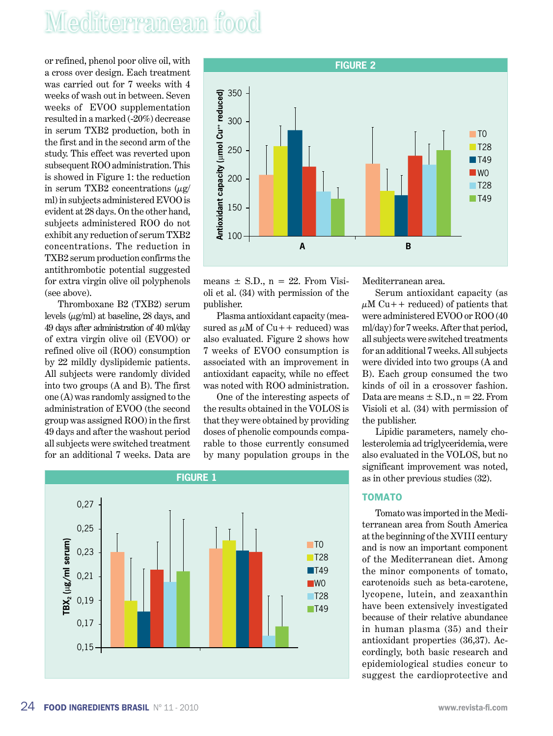or refined, phenol poor olive oil, with a cross over design. Each treatment was carried out for 7 weeks with 4 weeks of wash out in between. Seven weeks of EVOO supplementation resulted in a marked (-20%) decrease in serum TXB2 production, both in the first and in the second arm of the study. This effect was reverted upon subsequent ROO administration. This is showed in Figure 1: the reduction in serum TXB2 concentrations (µg/ml) in subjects administered EVOO is evident at 28 days. On the other hand, subjects administered ROO do not exhibit any reduction of serum TXB2 concentrations. The reduction in TXB2 serum production confirms the antithrombotic potential suggested for extra virgin olive oil polyphenols (see above).

Thromboxane B2 (TXB2) serum levels (µg/ml) at baseline, 28 days, and 49 days after administration of 40 ml/day of extra virgin olive oil (EVOO) or refined olive oil (ROO) consumption by 22 mildly dyslipidemic patients. All subjects were randomly divided into two groups (A and B). The first one (A) was randomly assigned to the administration of EVOO (the second group was assigned ROO) in the first 49 days and after the washout period all subjects were switched treatment for an additional 7 weeks. Data are means ± S.D., n = 22. From Visioli et al. (34) with permission of the publisher.

Plasma antioxidant capacity (measured as µM of Cu++ reduced) was also evaluated. Figure 2 shows how 7 weeks of EVOO consumption is associated with an improvement in antioxidant capacity, while no effect was noted with ROO administration.

One of the interesting aspects of the results obtained in the VOLOS is that they were obtained by providing doses of phenolic compounds comparable to those currently consumed by many population groups in the Mediterranean area.

Serum antioxidant capacity (as µM Cu++ reduced) of patients that were administered EVOO or ROO (40 ml/day) for 7 weeks. After that period, all subjects were switched treatments for an additional 7 weeks. All subjects were divided into two groups (A and B). Each group consumed the two kinds of oil in a crossover fashion. Data are means ± S.D., n = 22. From Visioli et al. (34) with permission of the publisher.

Lipidic parameters, namely cholesterolemia ad triglyceridemia, were also evaluated in the VOLOS, but no significant improvement was noted, as in other previous studies (32).

## TOMATO

Tomato was imported in the Mediterranean area from South America at the beginning of the XVIII century and is now an important component of the Mediterranean diet. Among the minor components of tomato, carotenoids such as beta-carotene, lycopene, lutein, and zeaxanthin have been extensively investigated because of their relative abundance in human plasma (35) and their antioxidant properties (36,37). Accordingly, both basic research and epidemiological studies concur to suggest the cardioprotective and

**FIGURE 2**

**FIGURE 1**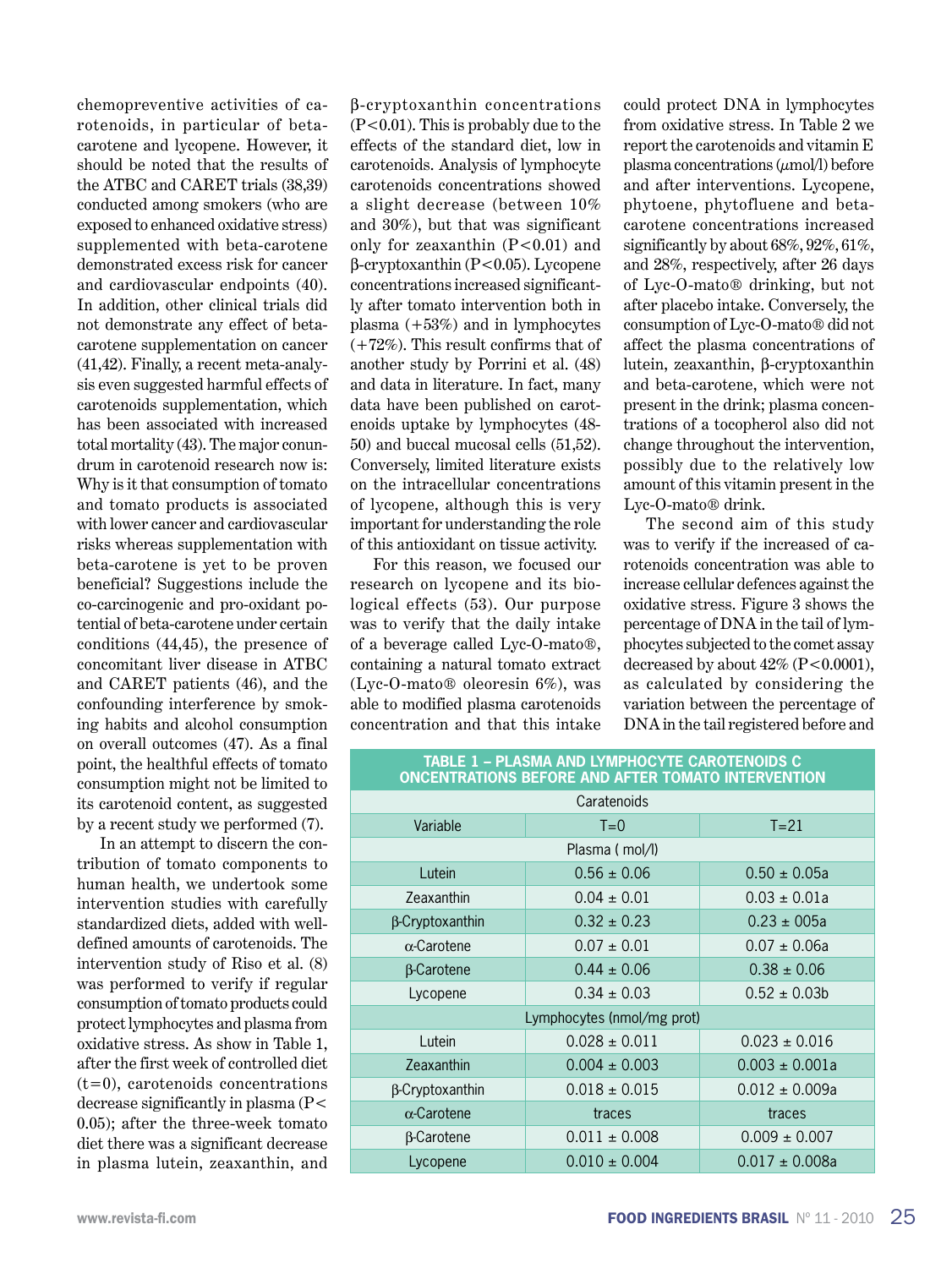chemopreventive activities of carotenoids, in particular of beta-carotene and lycopene. However, it should be noted that the results of the ATBC and CARET trials (38,39) conducted among smokers (who are exposed to enhanced oxidative stress) supplemented with beta-carotene demonstrated excess risk for cancer and cardiovascular endpoints (40). In addition, other clinical trials did not demonstrate any effect of beta-carotene supplementation on cancer (41,42). Finally, a recent meta-analysis even suggested harmful effects of carotenoids supplementation, which has been associated with increased total mortality (43). The major conundrum in carotenoid research now is: Why is it that consumption of tomato and tomato products is associated with lower cancer and cardiovascular risks whereas supplementation with beta-carotene is yet to be proven beneficial? Suggestions include the co-carcinogenic and pro-oxidant potential of beta-carotene under certain conditions (44,45), the presence of concomitant liver disease in ATBC and CARET patients (46), and the confounding interference by smoking habits and alcohol consumption on overall outcomes (47). As a final point, the healthful effects of tomato consumption might not be limited to its carotenoid content, as suggested by a recent study we performed (7).

In an attempt to discern the contribution of tomato components to human health, we undertook some intervention studies with carefully standardized diets, added with well-defined amounts of carotenoids. The intervention study of Riso et al. (8) was performed to verify if regular consumption of tomato products could protect lymphocytes and plasma from oxidative stress. As show in Table 1, after the first week of controlled diet (t=0), carotenoids concentrations decrease significantly in plasma ($P< 0.05$); after the three-week tomato diet there was a significant decrease in plasma lutein, zeaxanthin, and β-cryptoxanthin concentrations ($P<0.01$). This is probably due to the effects of the standard diet, low in carotenoids. Analysis of lymphocyte carotenoids concentrations showed a slight decrease (between 10% and 30%), but that was significant only for zeaxanthin ($P<0.01$) and β-cryptoxanthin ($P<0.05$). Lycopene concentrations increased significantly after tomato intervention both in plasma (+53%) and in lymphocytes (+72%). This result confirms that of another study by Porrini et al. (48) and data in literature. In fact, many data have been published on carotenoids uptake by lymphocytes (48-50) and buccal mucosal cells (51,52). Conversely, limited literature exists on the intracellular concentrations of lycopene, although this is very important for understanding the role of this antioxidant on tissue activity.

For this reason, we focused our research on lycopene and its biological effects (53). Our purpose was to verify that the daily intake of a beverage called Lyc-O-mato®, containing a natural tomato extract (Lyc-O-mato® oleoresin 6%), was able to modified plasma carotenoids concentration and that this intake could protect DNA in lymphocytes from oxidative stress. In Table 2 we report the carotenoids and vitamin E plasma concentrations (μmol/l) before and after interventions. Lycopene, phytoene, phytofluene and beta-carotene concentrations increased significantly by about 68%, 92%, 61%, and 28%, respectively, after 26 days of Lyc-O-mato® drinking, but not after placebo intake. Conversely, the consumption of Lyc-O-mato® did not affect the plasma concentrations of lutein, zeaxanthin, β-cryptoxanthin and beta-carotene, which were not present in the drink; plasma concentrations of a tocopherol also did not change throughout the intervention, possibly due to the relatively low amount of this vitamin present in the Lyc-O-mato® drink.

The second aim of this study was to verify if the increased of carotenoids concentration was able to increase cellular defences against the oxidative stress. Figure 3 shows the percentage of DNA in the tail of lymphocytes subjected to the comet assay decreased by about 42% ($P<0.0001$), as calculated by considering the variation between the percentage of DNA in the tail registered before and

**TABLE 1 – PLASMA AND LYMPHOCYTE CAROTENOIDS C ONCENTRATIONS BEFORE AND AFTER TOMATO INTERVENTION**

| Caratenoids | | |
|---|---|---|
| Variable | T=0 | T=21 |
| Plasma ( mol/l) | | |
| Lutein | 0.56 ± 0.06 | 0.50 ± 0.05a |
| Zeaxanthin | 0.04 ± 0.01 | 0.03 ± 0.01a |
| β-Cryptoxanthin | 0.32 ± 0.23 | 0.23 ± 005a |
| α-Carotene | 0.07 ± 0.01 | 0.07 ± 0.06a |
| β-Carotene | 0.44 ± 0.06 | 0.38 ± 0.06 |
| Lycopene | 0.34 ± 0.03 | 0.52 ± 0.03b |
| Lymphocytes (nmol/mg prot) | | |
| Lutein | 0.028 ± 0.011 | 0.023 ± 0.016 |
| Zeaxanthin | 0.004 ± 0.003 | 0.003 ± 0.001a |
| β-Cryptoxanthin | 0.018 ± 0.015 | 0.012 ± 0.009a |
| α-Carotene | traces | traces |
| β-Carotene | 0.011 ± 0.008 | 0.009 ± 0.007 |
| Lycopene | 0.010 ± 0.004 | 0.017 ± 0.008a |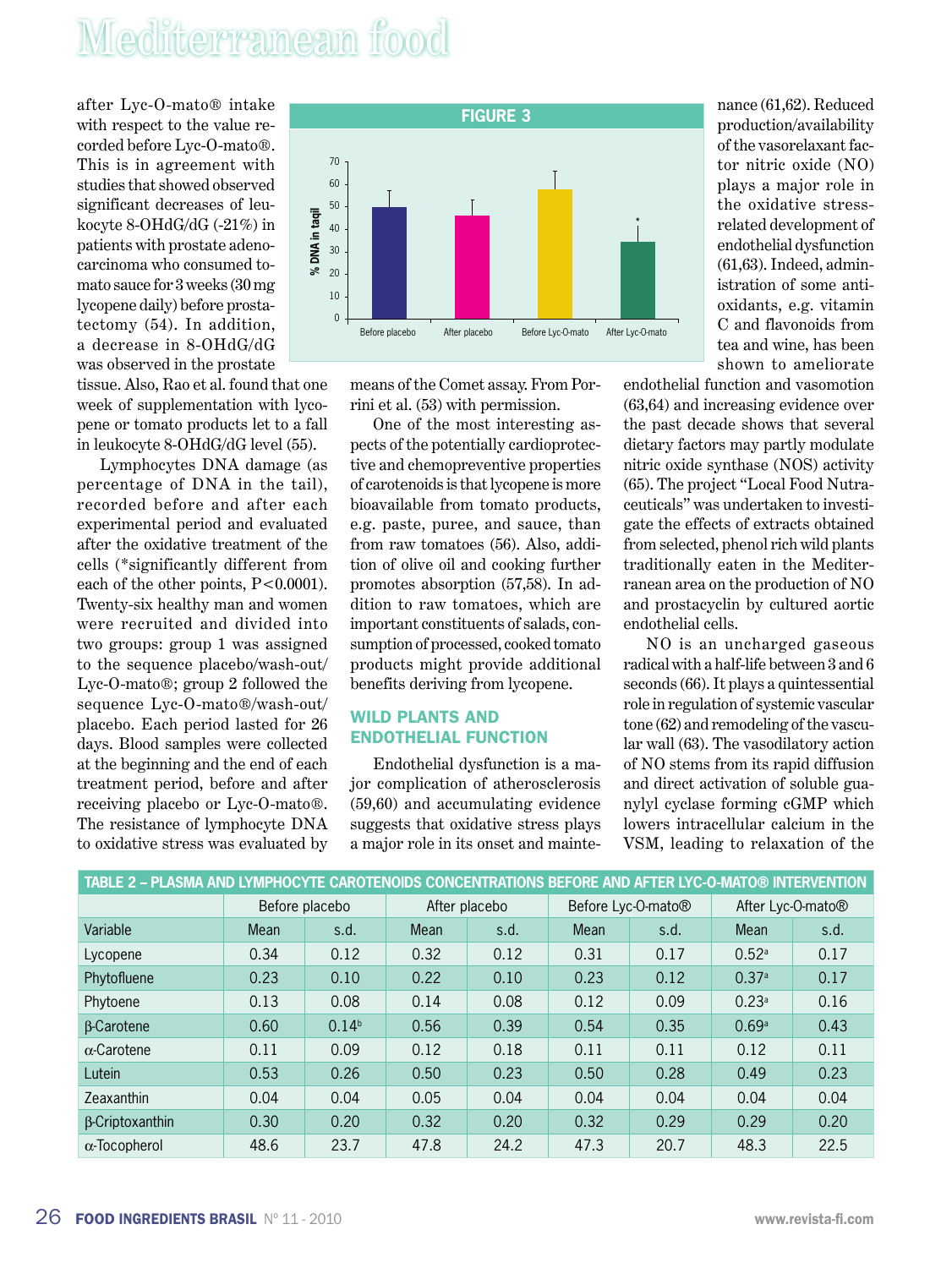after Lyc-O-mato® intake with respect to the value recorded before Lyc-O-mato®. This is in agreement with studies that showed observed significant decreases of leukocyte 8-OHdG/dG (-21%) in patients with prostate adenocarcinoma who consumed tomato sauce for 3 weeks (30 mg lycopene daily) before prostatectomy (54). In addition, a decrease in 8-OHdG/dG was observed in the prostate tissue. Also, Rao et al. found that one week of supplementation with lycopene or tomato products let to a fall in leukocyte 8-OHdG/dG level (55).

**FIGURE 3**

Lymphocytes DNA damage (as percentage of DNA in the tail), recorded before and after each experimental period and evaluated after the oxidative treatment of the cells (*significantly different from each of the other points, P<0.0001). Twenty-six healthy man and women were recruited and divided into two groups: group 1 was assigned to the sequence placebo/wash-out/Lyc-O-mato®; group 2 followed the sequence Lyc-O-mato®/wash-out/placebo. Each period lasted for 26 days. Blood samples were collected at the beginning and the end of each treatment period, before and after receiving placebo or Lyc-O-mato®. The resistance of lymphocyte DNA to oxidative stress was evaluated by means of the Comet assay. From Porrini et al. (53) with permission.

One of the most interesting aspects of the potentially cardioprotective and chemopreventive properties of carotenoids is that lycopene is more bioavailable from tomato products, e.g. paste, puree, and sauce, than from raw tomatoes (56). Also, addition of olive oil and cooking further promotes absorption (57,58). In addition to raw tomatoes, which are important constituents of salads, consumption of processed, cooked tomato products might provide additional benefits deriving from lycopene.

## WILD PLANTS AND ENDOTHELIAL FUNCTION

Endothelial dysfunction is a major complication of atherosclerosis (59,60) and accumulating evidence suggests that oxidative stress plays a major role in its onset and maintenance (61,62). Reduced production/availability of the vasorelaxant factor nitric oxide (NO) plays a major role in the oxidative stress-related development of endothelial dysfunction (61,63). Indeed, administration of some antioxidants, e.g. vitamin C and flavonoids from tea and wine, has been shown to ameliorate endothelial function and vasomotion (63,64) and increasing evidence over the past decade shows that several dietary factors may partly modulate nitric oxide synthase (NOS) activity (65). The project "Local Food Nutraceuticals" was undertaken to investigate the effects of extracts obtained from selected, phenol rich wild plants traditionally eaten in the Mediterranean area on the production of NO and prostacyclin by cultured aortic endothelial cells.

NO is an uncharged gaseous radical with a half-life between 3 and 6 seconds (66). It plays a quintessential role in regulation of systemic vascular tone (62) and remodeling of the vascular wall (63). The vasodilatory action of NO stems from its rapid diffusion and direct activation of soluble guanylyl cyclase forming cGMP which lowers intracellular calcium in the VSM, leading to relaxation of the

**TABLE 2 – PLASMA AND LYMPHOCYTE CAROTENOIDS CONCENTRATIONS BEFORE AND AFTER LYC-O-MATO® INTERVENTION**

| | Before placebo | | After placebo | | Before Lyc-O-mato® | | After Lyc-O-mato® | |
|---|---|---|---|---|---|---|---|---|
| Variable | Mean | s.d. | Mean | s.d. | Mean | s.d. | Mean | s.d. |
| Lycopene | 0.34 | 0.12 | 0.32 | 0.12 | 0.31 | 0.17 | 0.52[a] | 0.17 |
| Phytofluene | 0.23 | 0.10 | 0.22 | 0.10 | 0.23 | 0.12 | 0.37[a] | 0.17 |
| Phytoene | 0.13 | 0.08 | 0.14 | 0.08 | 0.12 | 0.09 | 0.23[a] | 0.16 |
| β-Carotene | 0.60 | 0.14[b] | 0.56 | 0.39 | 0.54 | 0.35 | 0.69[a] | 0.43 |
| α-Carotene | 0.11 | 0.09 | 0.12 | 0.18 | 0.11 | 0.11 | 0.12 | 0.11 |
| Lutein | 0.53 | 0.26 | 0.50 | 0.23 | 0.50 | 0.28 | 0.49 | 0.23 |
| Zeaxanthin | 0.04 | 0.04 | 0.05 | 0.04 | 0.04 | 0.04 | 0.04 | 0.04 |
| β-Criptoxanthin | 0.30 | 0.20 | 0.32 | 0.20 | 0.32 | 0.29 | 0.29 | 0.20 |
| α-Tocopherol | 48.6 | 23.7 | 47.8 | 24.2 | 47.3 | 20.7 | 48.3 | 22.5 |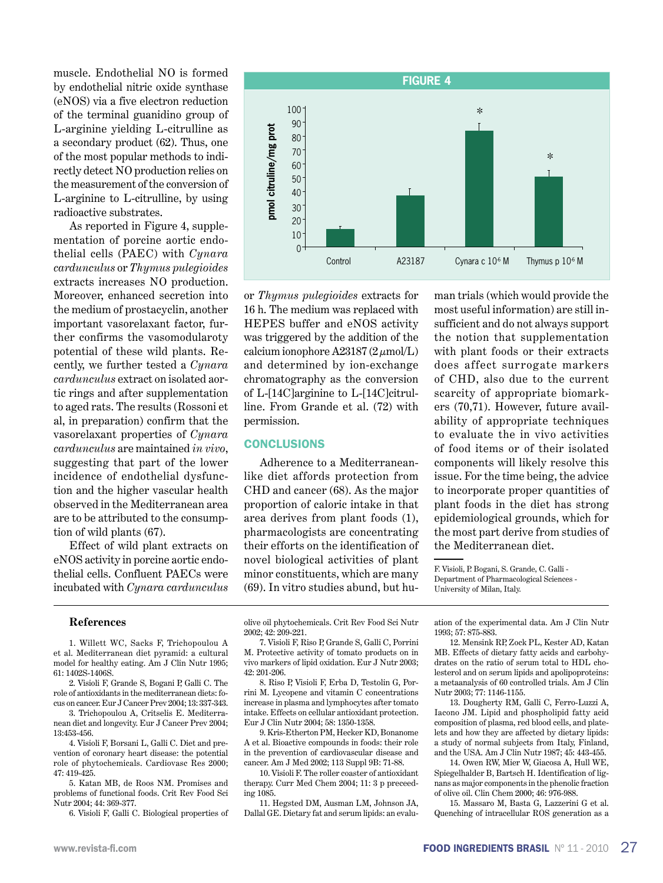muscle. Endothelial NO is formed by endothelial nitric oxide synthase (eNOS) via a five electron reduction of the terminal guanidino group of L-arginine yielding L-citrulline as a secondary product (62). Thus, one of the most popular methods to indirectly detect NO production relies on the measurement of the conversion of L-arginine to L-citrulline, by using radioactive substrates.

As reported in Figure 4, supplementation of porcine aortic endothelial cells (PAEC) with *Cynara cardunculus* or *Thymus pulegioides* extracts increases NO production. Moreover, enhanced secretion into the medium of prostacyclin, another important vasorelaxant factor, further confirms the vasomodularoty potential of these wild plants. Recently, we further tested a *Cynara cardunculus* extract on isolated aortic rings and after supplementation to aged rats. The results (Rossoni et al, in preparation) confirm that the vasorelaxant properties of *Cynara cardunculus* are maintained *in vivo*, suggesting that part of the lower incidence of endothelial dysfunction and the higher vascular health observed in the Mediterranean area are to be attributed to the consumption of wild plants (67).

**FIGURE 4**

| | pmol citruline/mg prot |
|---|---|
| Control | ~13 |
| A23187 | ~38 |
| Cynara c $10^{-6}$ M | ~84 * |
| Thymus p $10^{-6}$ M | ~51 * |

Effect of wild plant extracts on eNOS activity in porcine aortic endothelial cells. Confluent PAECs were incubated with *Cynara cardunculus* or *Thymus pulegioides* extracts for 16 h. The medium was replaced with HEPES buffer and eNOS activity was triggered by the addition of the calcium ionophore A23187 (2 μmol/L) and determined by ion-exchange chromatography as the conversion of L-[14C]arginine to L-[14C]citrulline. From Grande et al. (72) with permission.

## CONCLUSIONS

Adherence to a Mediterranean-like diet affords protection from CHD and cancer (68). As the major proportion of caloric intake in that area derives from plant foods (1), pharmacologists are concentrating their efforts on the identification of novel biological activities of plant minor constituents, which are many (69). In vitro studies abund, but human trials (which would provide the most useful information) are still insufficient and do not always support the notion that supplementation with plant foods or their extracts does affect surrogate markers of CHD, also due to the current scarcity of appropriate biomarkers (70,71). However, future availability of appropriate techniques to evaluate the in vivo activities of food items or of their isolated components will likely resolve this issue. For the time being, the advice to incorporate proper quantities of plant foods in the diet has strong epidemiological grounds, which for the most part derive from studies of the Mediterranean diet.

F. Visioli, P. Bogani, S. Grande, C. Galli - Department of Pharmacological Sciences - University of Milan, Italy.

### References

1. Willett WC, Sacks F, Trichopoulou A et al. Mediterranean diet pyramid: a cultural model for healthy eating. Am J Clin Nutr 1995; 61: 1402S-1406S.
2. Visioli F, Grande S, Bogani P, Galli C. The role of antioxidants in the mediterranean diets: focus on cancer. Eur J Cancer Prev 2004; 13: 337-343.
3. Trichopoulou A, Critselis E. Mediterranean diet and longevity. Eur J Cancer Prev 2004; 13:453-456.
4. Visioli F, Borsani L, Galli C. Diet and prevention of coronary heart disease: the potential role of phytochemicals. Cardiovasc Res 2000; 47: 419-425.
5. Katan MB, de Roos NM. Promises and problems of functional foods. Crit Rev Food Sci Nutr 2004; 44: 369-377.
6. Visioli F, Galli C. Biological properties of olive oil phytochemicals. Crit Rev Food Sci Nutr 2002; 42: 209-221.
7. Visioli F, Riso P, Grande S, Galli C, Porrini M. Protective activity of tomato products on in vivo markers of lipid oxidation. Eur J Nutr 2003; 42: 201-206.
8. Riso P, Visioli F, Erba D, Testolin G, Porrini M. Lycopene and vitamin C concentrations increase in plasma and lymphocytes after tomato intake. Effects on cellular antioxidant protection. Eur J Clin Nutr 2004; 58: 1350-1358.
9. Kris-Etherton PM, Hecker KD, Bonanome A et al. Bioactive compounds in foods: their role in the prevention of cardiovascular disease and cancer. Am J Med 2002; 113 Suppl 9B: 71-88.
10. Visioli F. The roller coaster of antioxidant therapy. Curr Med Chem 2004; 11: 3 p preceeding 1085.
11. Hegsted DM, Ausman LM, Johnson JA, Dallal GE. Dietary fat and serum lipids: an evaluation of the experimental data. Am J Clin Nutr 1993; 57: 875-883.
12. Mensink RP, Zock PL, Kester AD, Katan MB. Effects of dietary fatty acids and carbohydrates on the ratio of serum total to HDL cholesterol and on serum lipids and apolipoproteins: a metaanalysis of 60 controlled trials. Am J Clin Nutr 2003; 77: 1146-1155.
13. Dougherty RM, Galli C, Ferro-Luzzi A, Iacono JM. Lipid and phospholipid fatty acid composition of plasma, red blood cells, and platelets and how they are affected by dietary lipids: a study of normal subjects from Italy, Finland, and the USA. Am J Clin Nutr 1987; 45: 443-455.
14. Owen RW, Mier W, Giacosa A, Hull WE, Spiegelhalder B, Bartsch H. Identification of lignans as major components in the phenolic fraction of olive oil. Clin Chem 2000; 46: 976-988.
15. Massaro M, Basta G, Lazzerini G et al. Quenching of intracellular ROS generation as a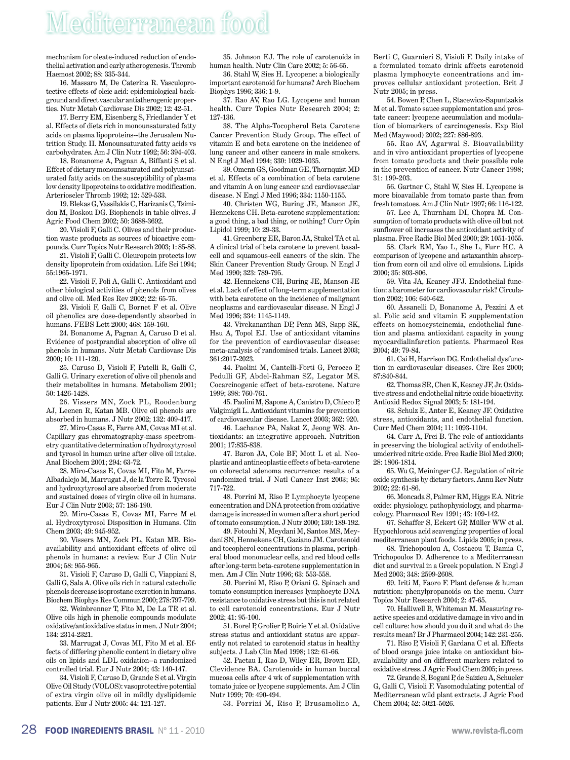mechanism for oleate-induced reduction of endothelial activation and early atherogenesis. Thromb Haemost 2002; 88: 335-344.

16. Massaro M, De Caterina R. Vasculoprotective effects of oleic acid: epidemiological background and direct vascular antiatherogenic properties. Nutr Metab Cardiovasc Dis 2002; 12: 42-51.

17. Berry EM, Eisenberg S, Friedlander Y et al. Effects of diets rich in monounsaturated fatty acids on plasma lipoproteins--the Jerusalem Nutrition Study. II. Monounsaturated fatty acids vs carbohydrates. Am J Clin Nutr 1992; 56: 394-403.

18. Bonanome A, Pagnan A, Biffanti S et al. Effect of dietary monounsaturated and polyunsaturated fatty acids on the susceptibility of plasma low density lipoproteins to oxidative modification. Arterioscler Thromb 1992; 12: 529-533.

19. Blekas G, Vassilakis C, Harizanis C, Tsimidou M, Boskou DG. Biophenols in table olives. J Agric Food Chem 2002; 50: 3688-3692.

20. Visioli F, Galli C. Olives and their production waste products as sources of bioactive compounds. Curr Topics Nutr Research 2003; 1: 85-88.

21. Visioli F, Galli C. Oleuropein protects low density lipoprotein from oxidation. Life Sci 1994; 55:1965-1971.

22. Visioli F, Poli A, Galli C. Antioxidant and other biological activities of phenols from olives and olive oil. Med Res Rev 2002; 22: 65-75.

23. Visioli F, Galli C, Bornet F et al. Olive oil phenolics are dose-dependently absorbed in humans. FEBS Lett 2000; 468: 159-160.

24. Bonanome A, Pagnan A, Caruso D et al. Evidence of postprandial absorption of olive oil phenols in humans. Nutr Metab Cardiovasc Dis 2000; 10: 111-120.

25. Caruso D, Visioli F, Patelli R, Galli C, Galli G. Urinary excretion of olive oil phenols and their metabolites in humans. Metabolism 2001; 50: 1426-1428.

26. Vissers MN, Zock PL, Roodenburg AJ, Leenen R, Katan MB. Olive oil phenols are absorbed in humans. J Nutr 2002; 132: 409-417.

27. Miro-Casas E, Farre AM, Covas MI et al. Capillary gas chromatography-mass spectrometry quantitative determination of hydroxytyrosol and tyrosol in human urine after olive oil intake. Anal Biochem 2001; 294: 63-72.

28. Miro-Casas E, Covas MI, Fito M, Farre-Albadalejo M, Marrugat J, de la Torre R. Tyrosol and hydroxytyrosol are absorbed from moderate and sustained doses of virgin olive oil in humans. Eur J Clin Nutr 2003; 57: 186-190.

29. Miro-Casas E, Covas MI, Farre M et al. Hydroxytyrosol Disposition in Humans. Clin Chem 2003; 49: 945-952.

30. Vissers MN, Zock PL, Katan MB. Bioavailability and antioxidant effects of olive oil phenols in humans: a review. Eur J Clin Nutr 2004; 58: 955-965.

31. Visioli F, Caruso D, Galli C, Viappiani S, Galli G, Sala A. Olive oils rich in natural catecholic phenols decrease isoprostane excretion in humans. Biochem Biophys Res Commun 2000; 278:797-799.

32. Weinbrenner T, Fito M, De La TR et al. Olive oils high in phenolic compounds modulate oxidative/antioxidative status in men. J Nutr 2004; 134: 2314-2321.

33. Marrugat J, Covas MI, Fito M et al. Effects of differing phenolic content in dietary olive oils on lipids and LDL oxidation--a randomized controlled trial. Eur J Nutr 2004; 43: 140-147.

34. Visioli F, Caruso D, Grande S et al. Virgin Olive Oil Study (VOLOS): vasoprotective potential of extra virgin olive oil in mildly dyslipidemic patients. Eur J Nutr 2005: 44: 121-127.

35. Johnson EJ. The role of carotenoids in human health. Nutr Clin Care 2002; 5: 56-65.

36. Stahl W, Sies H. Lycopene: a biologically important carotenoid for humans? Arch Biochem Biophys 1996; 336: 1-9.

37. Rao AV, Rao LG. Lycopene and human health. Curr Topics Nutr Research 2004; 2: 127-136.

38. The Alpha-Tocopherol Beta Carotene Cancer Prevention Study Group. The effect of vitamin E and beta carotene on the incidence of lung cancer and other cancers in male smokers. N Engl J Med 1994; 330: 1029-1035.

39. Omenn GS, Goodman GE, Thornquist MD et al. Effects of a combination of beta carotene and vitamin A on lung cancer and cardiovascular disease. N Engl J Med 1996; 334: 1150-1155.

40. Christen WG, Buring JE, Manson JE, Hennekens CH. Beta-carotene supplementation: a good thing, a bad thing, or nothing? Curr Opin Lipidol 1999; 10: 29-33.

41. Greenberg ER, Baron JA, Stukel TA et al. A clinical trial of beta carotene to prevent basal-cell and squamous-cell cancers of the skin. The Skin Cancer Prevention Study Group. N Engl J Med 1990; 323: 789-795.

42. Hennekens CH, Buring JE, Manson JE et al. Lack of effect of long-term supplementation with beta carotene on the incidence of malignant neoplasms and cardiovascular disease. N Engl J Med 1996; 334: 1145-1149.

43. Vivekananthan DP, Penn MS, Sapp SK, Hsu A, Topol EJ. Use of antioxidant vitamins for the prevention of cardiovascular disease: meta-analysis of randomised trials. Lancet 2003; 361:2017-2023.

44. Paolini M, Cantelli-Forti G, Perocco P, Pedulli GF, Abdel-Rahman SZ, Legator MS. Cocarcinogenic effect of beta-carotene. Nature 1999; 398: 760-761.

45. Paolini M, Sapone A, Canistro D, Chieco P, Valgimigli L. Antioxidant vitamins for prevention of cardiovascular disease. Lancet 2003; 362: 920.

46. Lachance PA, Nakat Z, Jeong WS. Antioxidants: an integrative approach. Nutrition 2001; 17:835-838.

47. Baron JA, Cole BF, Mott L et al. Neoplastic and antineoplastic effects of beta-carotene on colorectal adenoma recurrence: results of a randomized trial. J Natl Cancer Inst 2003; 95: 717-722.

48. Porrini M, Riso P. Lymphocyte lycopene concentration and DNA protection from oxidative damage is increased in women after a short period of tomato consumption. J Nutr 2000; 130: 189-192.

49. Fotouhi N, Meydani M, Santos MS, Meydani SN, Hennekens CH, Gaziano JM. Carotenoid and tocopherol concentrations in plasma, peripheral blood mononuclear cells, and red blood cells after long-term beta-carotene supplementation in men. Am J Clin Nutr 1996; 63: 553-558.

50. Porrini M, Riso P, Oriani G. Spinach and tomato consumption increases lymphocyte DNA resistance to oxidative stress but this is not related to cell carotenoid concentrations. Eur J Nutr 2002; 41: 95-100.

51. Borel P, Grolier P, Boirie Y et al. Oxidative stress status and antioxidant status are apparently not related to carotenoid status in healthy subjects. J Lab Clin Med 1998; 132: 61-66.

52. Paetau I, Rao D, Wiley ER, Brown ED, Clevidence BA. Carotenoids in human buccal mucosa cells after 4 wk of supplementation with tomato juice or lycopene supplements. Am J Clin Nutr 1999; 70: 490-494.

53. Porrini M, Riso P, Brusamolino A, Berti C, Guarnieri S, Visioli F. Daily intake of a formulated tomato drink affects carotenoid plasma lymphocyte concentrations and improves cellular antioxidant protection. Brit J Nutr 2005; in press.

54. Bowen P, Chen L, Stacewicz-Sapuntzakis M et al. Tomato sauce supplementation and prostate cancer: lycopene accumulation and modulation of biomarkers of carcinogenesis. Exp Biol Med (Maywood) 2002; 227: 886-893.

55. Rao AV, Agarwal S. Bioavailability and in vivo antioxidant properties of lycopene from tomato products and their possible role in the prevention of cancer. Nutr Cancer 1998; 31: 199-203.

56. Gartner C, Stahl W, Sies H. Lycopene is more bioavailable from tomato paste than from fresh tomatoes. Am J Clin Nutr 1997; 66: 116-122.

57. Lee A, Thurnham DI, Chopra M. Consumption of tomato products with olive oil but not sunflower oil increases the antioxidant activity of plasma. Free Radic Biol Med 2000; 29: 1051-1055.

58. Clark RM, Yao L, She L, Furr HC. A comparison of lycopene and astaxanthin absorption from corn oil and olive oil emulsions. Lipids 2000; 35: 803-806.

59. Vita JA, Keaney JFJ. Endothelial function: a barometer for cardiovascular risk? Circulation 2002; 106: 640-642.

60. Assanelli D, Bonanome A, Pezzini A et al. Folic acid and vitamin E supplementation effects on homocysteinemia, endothelial function and plasma antioxidant capacity in young myocardialinfarction patients. Pharmacol Res 2004; 49: 79-84.

61. Cai H, Harrison DG. Endothelial dysfunction in cardiovascular diseases. Circ Res 2000; 87:840-844.

62. Thomas SR, Chen K, Keaney JF, Jr. Oxidative stress and endothelial nitric oxide bioactivity. Antioxid Redox Signal 2003; 5: 181-194.

63. Schulz E, Anter E, Keaney JF. Oxidative stress, antioxidants, and endothelial function. Curr Med Chem 2004; 11: 1093-1104.

64. Carr A, Frei B. The role of antioxidants in preserving the biological activity of endotheliumderived nitric oxide. Free Radic Biol Med 2000; 28: 1806-1814.

65. Wu G, Meininger CJ. Regulation of nitric oxide synthesis by dietary factors. Annu Rev Nutr 2002; 22: 61-86.

66. Moncada S, Palmer RM, Higgs EA. Nitric oxide: physiology, pathophysiology, and pharmacology. Pharmacol Rev 1991; 43: 109-142.

67. Schaffer S, Eckert GP, Müller WW et al. Hypochlorous acid scavenging properties of local mediterranean plant foods. Lipids 2005; in press.

68. Trichopoulou A, Costacou T, Bamia C, Trichopoulos D. Adherence to a Mediterranean diet and survival in a Greek population. N Engl J Med 2003; 348: 2599-2608.

69. Iriti M, Faoro F. Plant defense & human nutrition: phenylpropanoids on the menu. Curr Topics Nutr Research 2004; 2: 47-65.

70. Halliwell B, Whiteman M. Measuring reactive species and oxidative damage in vivo and in cell culture: how should you do it and what do the results mean? Br J Pharmacol 2004; 142: 231-255.

71. Riso P, Visioli F, Gardana C et al. Effects of blood orange juice intake on antioxidant bioavailability and on different markers related to oxidative stress. J Agric Food Chem 2005; in press.

72. Grande S, Bogani P, de Saizieu A, Schueler G, Galli C, Visioli F. Vasomodulating potential of Mediterranean wild plant extracts. J Agric Food Chem 2004; 52: 5021-5026.